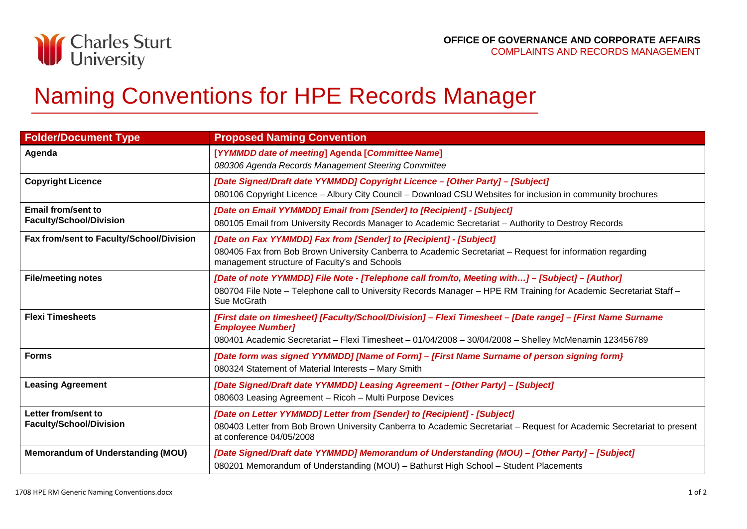Charles Sturt University

**OFFICE OF GOVERNANCE AND CORPORATE AFFAIRS**
COMPLAINTS AND RECORDS MANAGEMENT

# Naming Conventions for HPE Records Manager

| Folder/Document Type | Proposed Naming Convention |
|---|---|
| **Agenda** | **[*YYMMDD date of meeting*] Agenda [*Committee Name*]**<br>*080306 Agenda Records Management Steering Committee* |
| **Copyright Licence** | ***[Date Signed/Draft date YYMMDD] Copyright Licence – [Other Party] – [Subject]***<br>080106 Copyright Licence – Albury City Council – Download CSU Websites for inclusion in community brochures |
| **Email from/sent to Faculty/School/Division** | ***[Date on Email YYMMDD] Email from [Sender] to [Recipient] - [Subject]***<br>080105 Email from University Records Manager to Academic Secretariat – Authority to Destroy Records |
| **Fax from/sent to Faculty/School/Division** | ***[Date on Fax YYMMDD] Fax from [Sender] to [Recipient] - [Subject]***<br>080405 Fax from Bob Brown University Canberra to Academic Secretariat – Request for information regarding management structure of Faculty's and Schools |
| **File/meeting notes** | ***[Date of note YYMMDD] File Note - [Telephone call from/to, Meeting with…] – [Subject] – [Author]***<br>080704 File Note – Telephone call to University Records Manager – HPE RM Training for Academic Secretariat Staff – Sue McGrath |
| **Flexi Timesheets** | ***[First date on timesheet] [Faculty/School/Division] – Flexi Timesheet – [Date range] – [First Name Surname Employee Number]***<br>080401 Academic Secretariat – Flexi Timesheet – 01/04/2008 – 30/04/2008 – Shelley McMenamin 123456789 |
| **Forms** | ***[Date form was signed YYMMDD] [Name of Form] – [First Name Surname of person signing form}***<br>080324 Statement of Material Interests – Mary Smith |
| **Leasing Agreement** | ***[Date Signed/Draft date YYMMDD] Leasing Agreement – [Other Party] – [Subject]***<br>080603 Leasing Agreement – Ricoh – Multi Purpose Devices |
| **Letter from/sent to Faculty/School/Division** | ***[Date on Letter YYMMDD] Letter from [Sender] to [Recipient] - [Subject]***<br>080403 Letter from Bob Brown University Canberra to Academic Secretariat – Request for Academic Secretariat to present at conference 04/05/2008 |
| **Memorandum of Understanding (MOU)** | ***[Date Signed/Draft date YYMMDD] Memorandum of Understanding (MOU) – [Other Party] – [Subject]***<br>080201 Memorandum of Understanding (MOU) – Bathurst High School – Student Placements |

1708 HPE RM Generic Naming Conventions.docx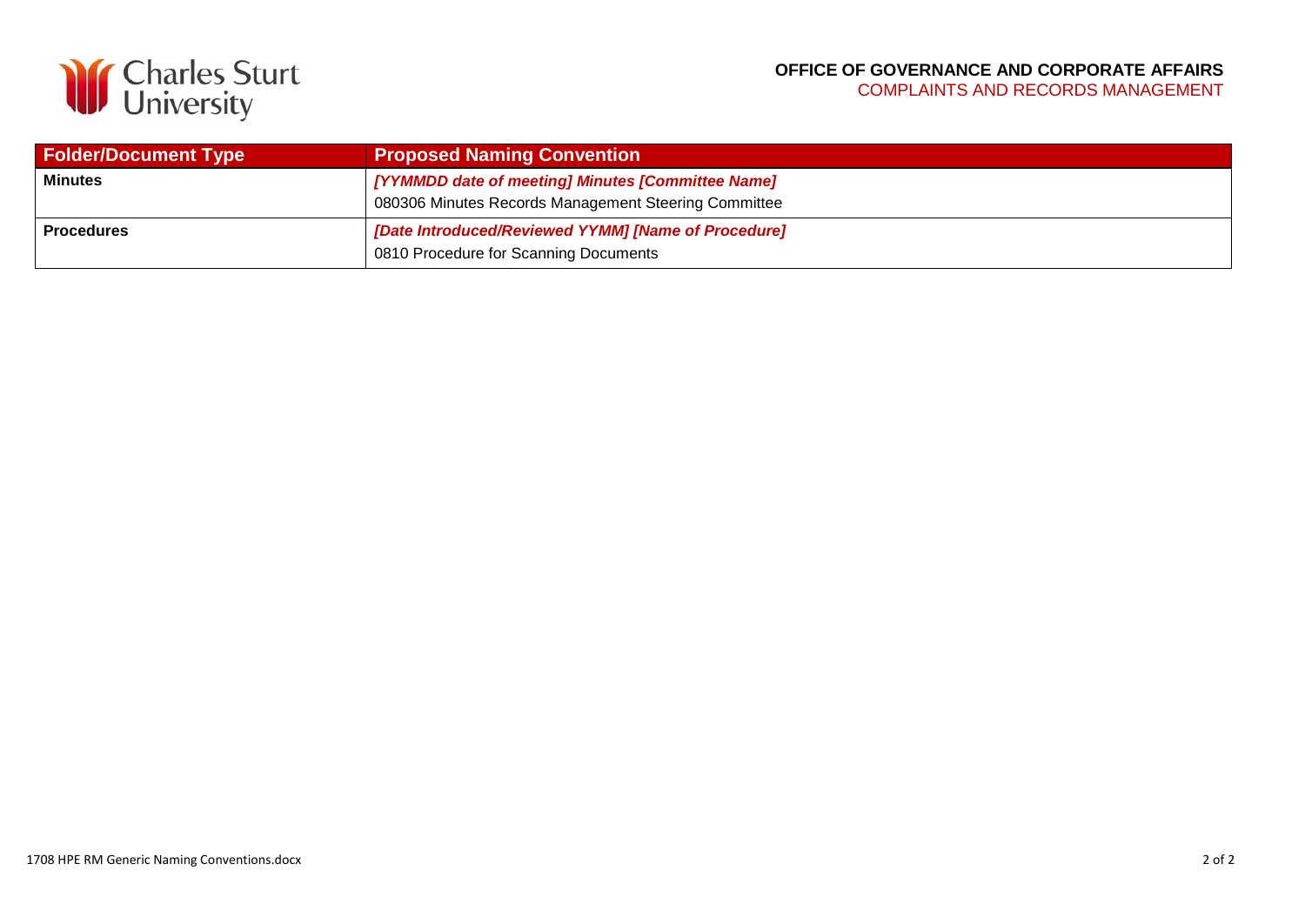| Folder/Document Type | Proposed Naming Convention |
| --- | --- |
| **Minutes** | ***[YYMMDD date of meeting] Minutes [Committee Name]***<br>080306 Minutes Records Management Steering Committee |
| **Procedures** | ***[Date Introduced/Reviewed YYMM] [Name of Procedure]***<br>0810 Procedure for Scanning Documents |